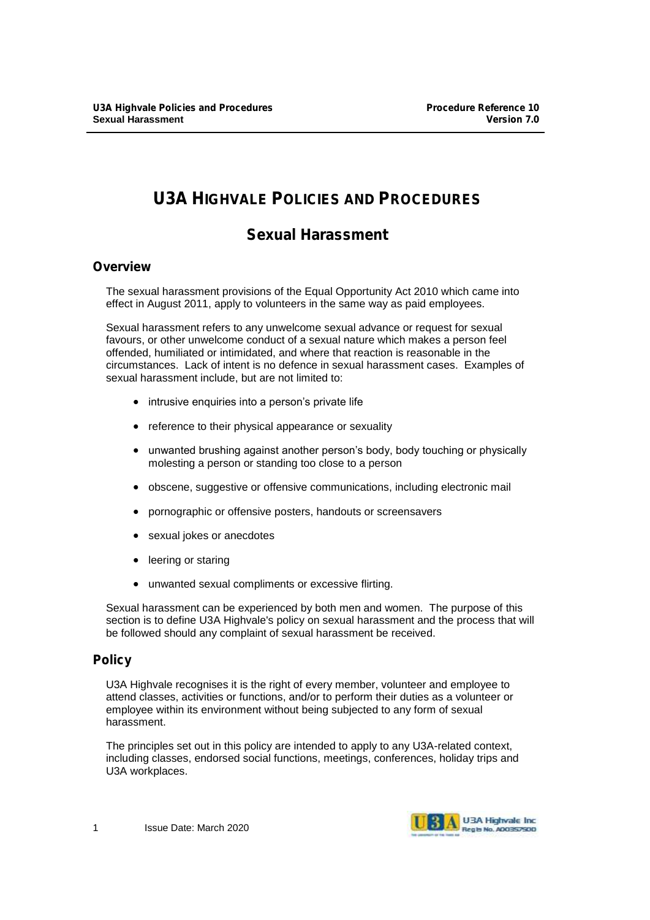# U3A HIGHVALE POLICIES AND PROCEDURES

## Sexual Harassment

### Overview

The sexual harassment provisions of the Equal Opportunity Act 2010 which came into effect in August 2011, apply to volunteers in the same way as paid employees.

Sexual harassment refers to any unwelcome sexual advance or request for sexual favours, or other unwelcome conduct of a sexual nature which makes a person feel offended, humiliated or intimidated, and where that reaction is reasonable in the circumstances. Lack of intent is no defence in sexual harassment cases. Examples of sexual harassment include, but are not limited to:

- intrusive enquiries into a person's private life
- reference to their physical appearance or sexuality
- unwanted brushing against another person's body, body touching or physically molesting a person or standing too close to a person
- obscene, suggestive or offensive communications, including electronic mail
- pornographic or offensive posters, handouts or screensavers
- sexual jokes or anecdotes
- leering or staring
- unwanted sexual compliments or excessive flirting.

Sexual harassment can be experienced by both men and women. The purpose of this section is to define U3A Highvale's policy on sexual harassment and the process that will be followed should any complaint of sexual harassment be received.

### Policy

U3A Highvale recognises it is the right of every member, volunteer and employee to attend classes, activities or functions, and/or to perform their duties as a volunteer or employee within its environment without being subjected to any form of sexual harassment.

The principles set out in this policy are intended to apply to any U3A-related context, including classes, endorsed social functions, meetings, conferences, holiday trips and U3A workplaces.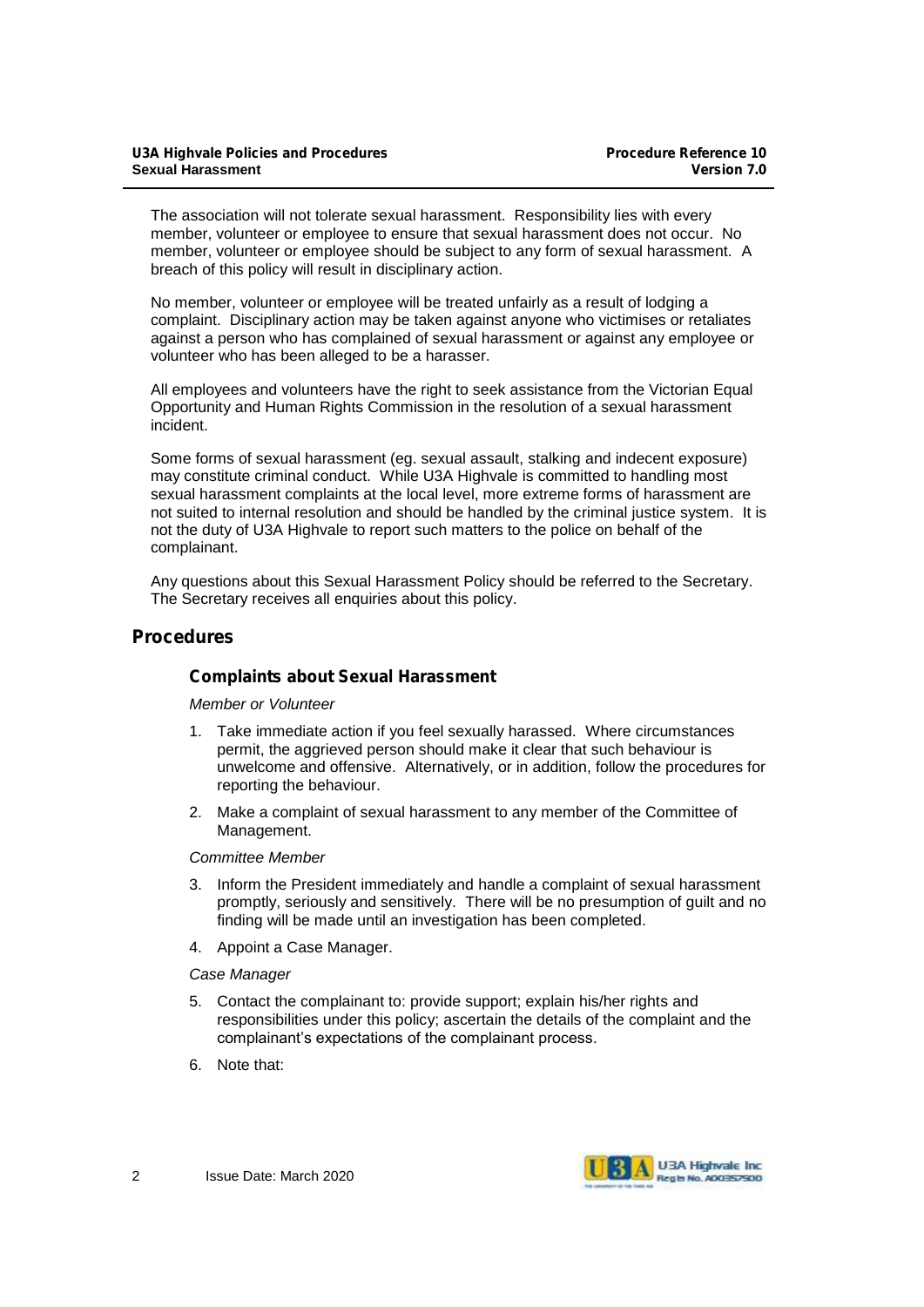The association will not tolerate sexual harassment. Responsibility lies with every member, volunteer or employee to ensure that sexual harassment does not occur. No member, volunteer or employee should be subject to any form of sexual harassment. A breach of this policy will result in disciplinary action.

No member, volunteer or employee will be treated unfairly as a result of lodging a complaint. Disciplinary action may be taken against anyone who victimises or retaliates against a person who has complained of sexual harassment or against any employee or volunteer who has been alleged to be a harasser.

All employees and volunteers have the right to seek assistance from the Victorian Equal Opportunity and Human Rights Commission in the resolution of a sexual harassment incident.

Some forms of sexual harassment (eg. sexual assault, stalking and indecent exposure) may constitute criminal conduct. While U3A Highvale is committed to handling most sexual harassment complaints at the local level, more extreme forms of harassment are not suited to internal resolution and should be handled by the criminal justice system. It is not the duty of U3A Highvale to report such matters to the police on behalf of the complainant.

Any questions about this Sexual Harassment Policy should be referred to the Secretary. The Secretary receives all enquiries about this policy.

## Procedures

### Complaints about Sexual Harassment

*Member or Volunteer*

1. Take immediate action if you feel sexually harassed. Where circumstances permit, the aggrieved person should make it clear that such behaviour is unwelcome and offensive. Alternatively, or in addition, follow the procedures for reporting the behaviour.
2. Make a complaint of sexual harassment to any member of the Committee of Management.

*Committee Member*

3. Inform the President immediately and handle a complaint of sexual harassment promptly, seriously and sensitively. There will be no presumption of guilt and no finding will be made until an investigation has been completed.
4. Appoint a Case Manager.

*Case Manager*

5. Contact the complainant to: provide support; explain his/her rights and responsibilities under this policy; ascertain the details of the complaint and the complainant's expectations of the complainant process.
6. Note that: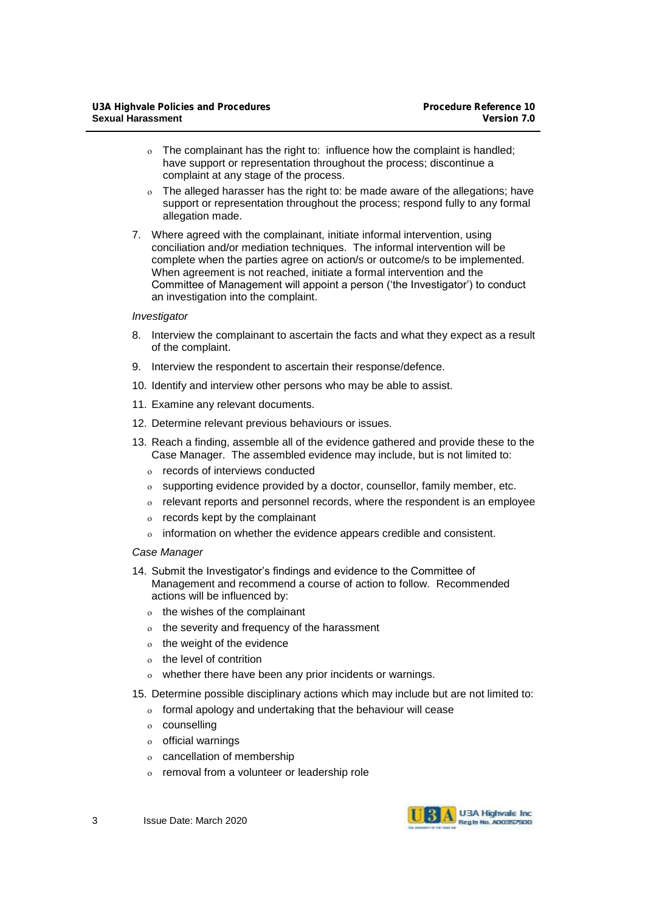- The complainant has the right to: influence how the complaint is handled; have support or representation throughout the process; discontinue a complaint at any stage of the process.
- The alleged harasser has the right to: be made aware of the allegations; have support or representation throughout the process; respond fully to any formal allegation made.

7. Where agreed with the complainant, initiate informal intervention, using conciliation and/or mediation techniques. The informal intervention will be complete when the parties agree on action/s or outcome/s to be implemented. When agreement is not reached, initiate a formal intervention and the Committee of Management will appoint a person ('the Investigator') to conduct an investigation into the complaint.

*Investigator*

8. Interview the complainant to ascertain the facts and what they expect as a result of the complaint.
9. Interview the respondent to ascertain their response/defence.
10. Identify and interview other persons who may be able to assist.
11. Examine any relevant documents.
12. Determine relevant previous behaviours or issues.
13. Reach a finding, assemble all of the evidence gathered and provide these to the Case Manager. The assembled evidence may include, but is not limited to:
    - records of interviews conducted
    - supporting evidence provided by a doctor, counsellor, family member, etc.
    - relevant reports and personnel records, where the respondent is an employee
    - records kept by the complainant
    - information on whether the evidence appears credible and consistent.

*Case Manager*

14. Submit the Investigator's findings and evidence to the Committee of Management and recommend a course of action to follow. Recommended actions will be influenced by:
    - the wishes of the complainant
    - the severity and frequency of the harassment
    - the weight of the evidence
    - the level of contrition
    - whether there have been any prior incidents or warnings.
15. Determine possible disciplinary actions which may include but are not limited to:
    - formal apology and undertaking that the behaviour will cease
    - counselling
    - official warnings
    - cancellation of membership
    - removal from a volunteer or leadership role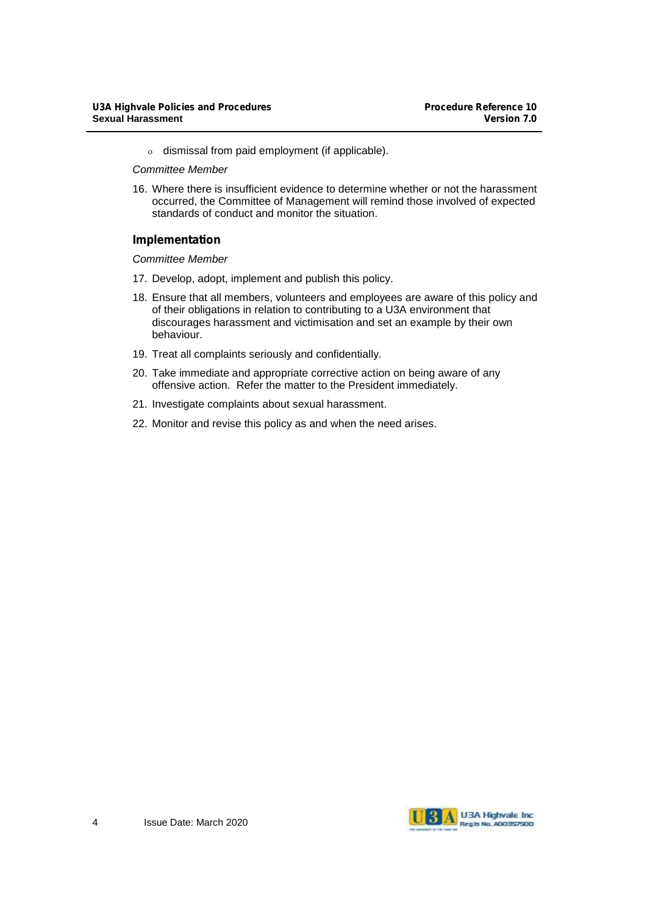- dismissal from paid employment (if applicable).

*Committee Member*

16. Where there is insufficient evidence to determine whether or not the harassment occurred, the Committee of Management will remind those involved of expected standards of conduct and monitor the situation.

## Implementation

*Committee Member*

17. Develop, adopt, implement and publish this policy.
18. Ensure that all members, volunteers and employees are aware of this policy and of their obligations in relation to contributing to a U3A environment that discourages harassment and victimisation and set an example by their own behaviour.
19. Treat all complaints seriously and confidentially.
20. Take immediate and appropriate corrective action on being aware of any offensive action. Refer the matter to the President immediately.
21. Investigate complaints about sexual harassment.
22. Monitor and revise this policy as and when the need arises.